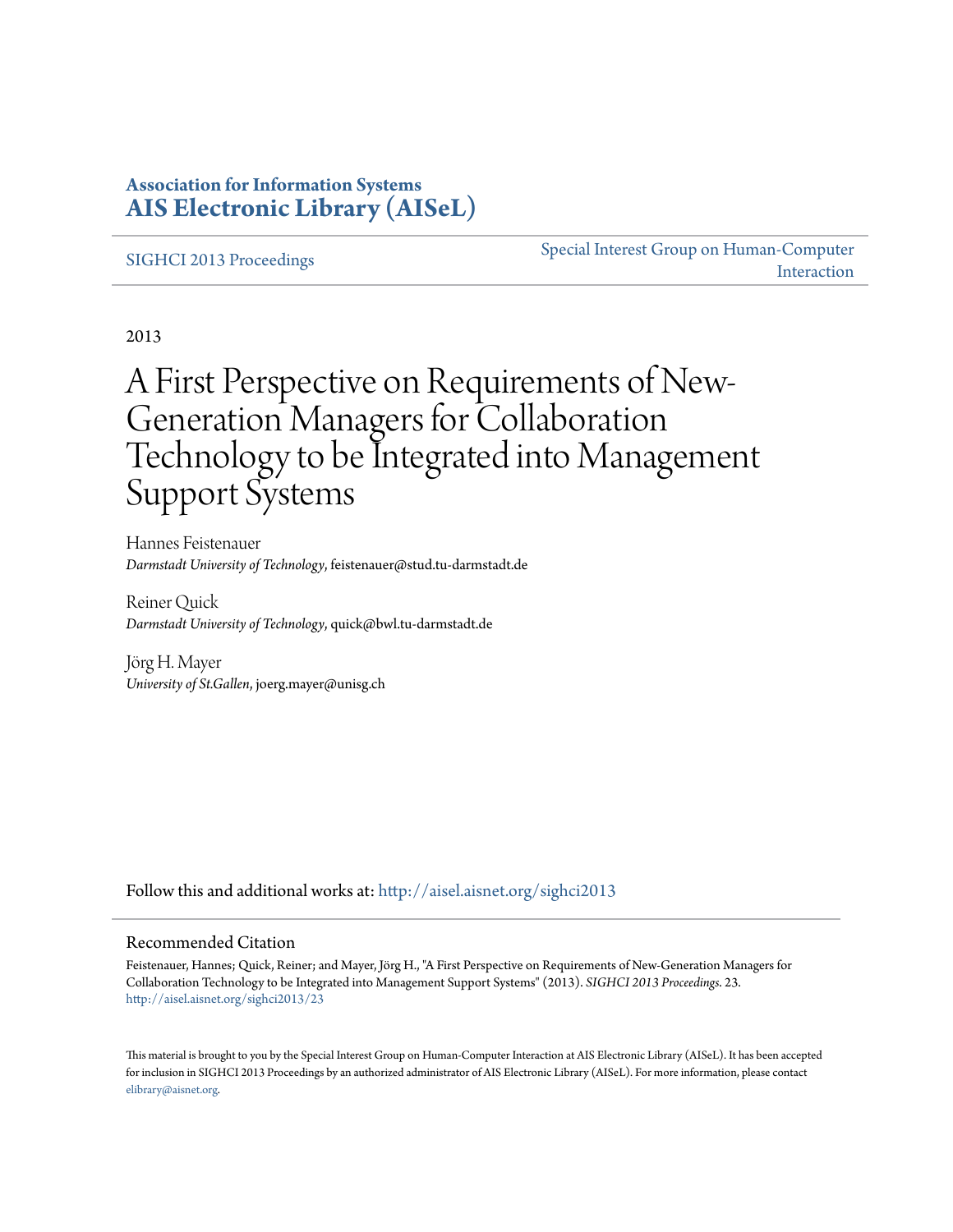**Association for Information Systems**
**AIS Electronic Library (AISeL)**

SIGHCI 2013 Proceedings

Special Interest Group on Human-Computer Interaction

2013

# A First Perspective on Requirements of New-Generation Managers for Collaboration Technology to be Integrated into Management Support Systems

Hannes Feistenauer
*Darmstadt University of Technology*, feistenauer@stud.tu-darmstadt.de

Reiner Quick
*Darmstadt University of Technology*, quick@bwl.tu-darmstadt.de

Jörg H. Mayer
*University of St.Gallen*, joerg.mayer@unisg.ch

Follow this and additional works at: http://aisel.aisnet.org/sighci2013

## Recommended Citation

Feistenauer, Hannes; Quick, Reiner; and Mayer, Jörg H., "A First Perspective on Requirements of New-Generation Managers for Collaboration Technology to be Integrated into Management Support Systems" (2013). *SIGHCI 2013 Proceedings*. 23.
http://aisel.aisnet.org/sighci2013/23

This material is brought to you by the Special Interest Group on Human-Computer Interaction at AIS Electronic Library (AISeL). It has been accepted for inclusion in SIGHCI 2013 Proceedings by an authorized administrator of AIS Electronic Library (AISeL). For more information, please contact elibrary@aisnet.org.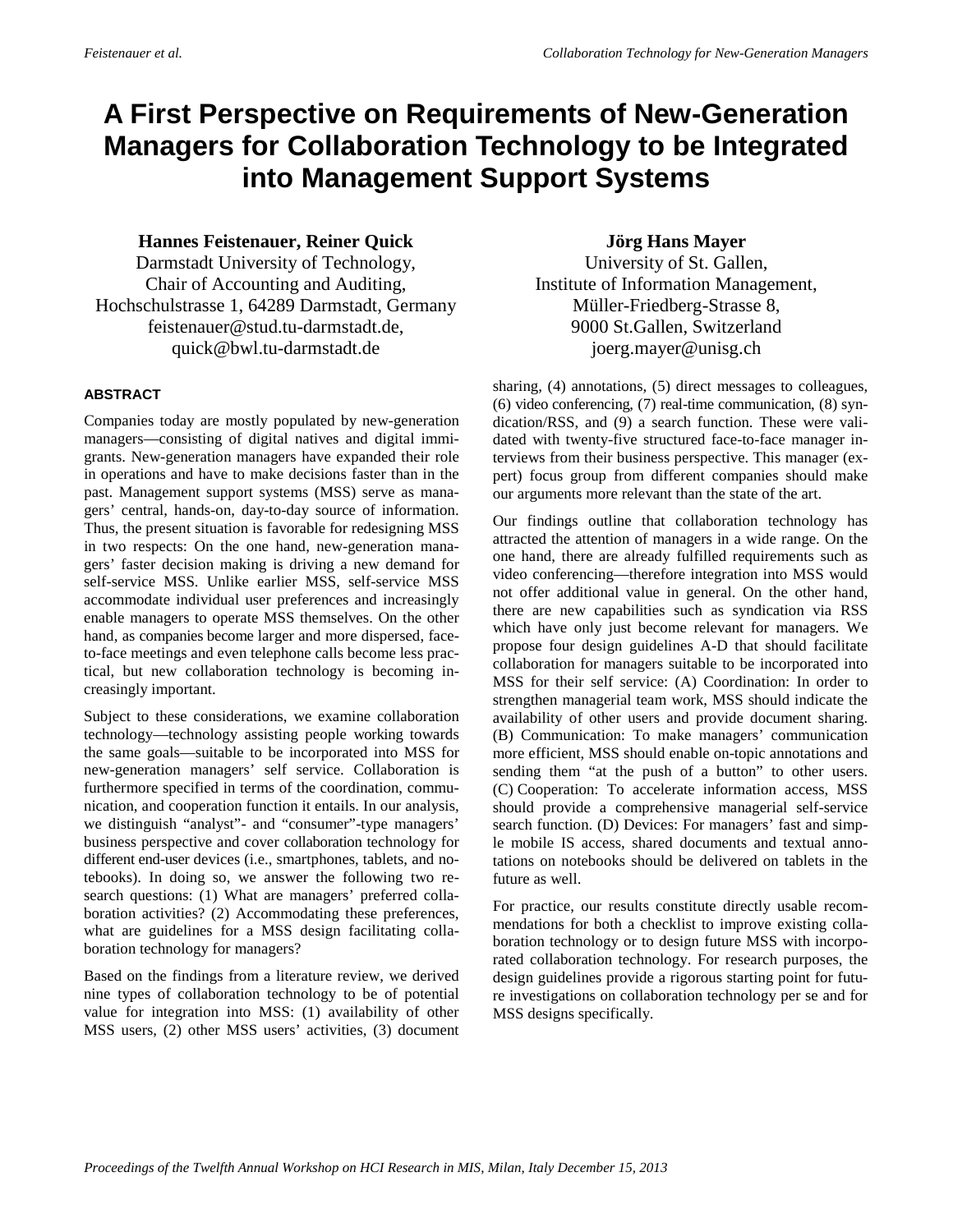# A First Perspective on Requirements of New-Generation Managers for Collaboration Technology to be Integrated into Management Support Systems

**Hannes Feistenauer, Reiner Quick**
Darmstadt University of Technology,
Chair of Accounting and Auditing,
Hochschulstrasse 1, 64289 Darmstadt, Germany
feistenauer@stud.tu-darmstadt.de,
quick@bwl.tu-darmstadt.de

**Jörg Hans Mayer**
University of St. Gallen,
Institute of Information Management,
Müller-Friedberg-Strasse 8,
9000 St.Gallen, Switzerland
joerg.mayer@unisg.ch

## ABSTRACT

Companies today are mostly populated by new-generation managers—consisting of digital natives and digital immigrants. New-generation managers have expanded their role in operations and have to make decisions faster than in the past. Management support systems (MSS) serve as managers' central, hands-on, day-to-day source of information. Thus, the present situation is favorable for redesigning MSS in two respects: On the one hand, new-generation managers' faster decision making is driving a new demand for self-service MSS. Unlike earlier MSS, self-service MSS accommodate individual user preferences and increasingly enable managers to operate MSS themselves. On the other hand, as companies become larger and more dispersed, face-to-face meetings and even telephone calls become less practical, but new collaboration technology is becoming increasingly important.

Subject to these considerations, we examine collaboration technology—technology assisting people working towards the same goals—suitable to be incorporated into MSS for new-generation managers' self service. Collaboration is furthermore specified in terms of the coordination, communication, and cooperation function it entails. In our analysis, we distinguish "analyst"- and "consumer"-type managers' business perspective and cover collaboration technology for different end-user devices (i.e., smartphones, tablets, and notebooks). In doing so, we answer the following two research questions: (1) What are managers' preferred collaboration activities? (2) Accommodating these preferences, what are guidelines for a MSS design facilitating collaboration technology for managers?

Based on the findings from a literature review, we derived nine types of collaboration technology to be of potential value for integration into MSS: (1) availability of other MSS users, (2) other MSS users' activities, (3) document sharing, (4) annotations, (5) direct messages to colleagues, (6) video conferencing, (7) real-time communication, (8) syndication/RSS, and (9) a search function. These were validated with twenty-five structured face-to-face manager interviews from their business perspective. This manager (expert) focus group from different companies should make our arguments more relevant than the state of the art.

Our findings outline that collaboration technology has attracted the attention of managers in a wide range. On the one hand, there are already fulfilled requirements such as video conferencing—therefore integration into MSS would not offer additional value in general. On the other hand, there are new capabilities such as syndication via RSS which have only just become relevant for managers. We propose four design guidelines A-D that should facilitate collaboration for managers suitable to be incorporated into MSS for their self service: (A) Coordination: In order to strengthen managerial team work, MSS should indicate the availability of other users and provide document sharing. (B) Communication: To make managers' communication more efficient, MSS should enable on-topic annotations and sending them "at the push of a button" to other users. (C) Cooperation: To accelerate information access, MSS should provide a comprehensive managerial self-service search function. (D) Devices: For managers' fast and simple mobile IS access, shared documents and textual annotations on notebooks should be delivered on tablets in the future as well.

For practice, our results constitute directly usable recommendations for both a checklist to improve existing collaboration technology or to design future MSS with incorporated collaboration technology. For research purposes, the design guidelines provide a rigorous starting point for future investigations on collaboration technology per se and for MSS designs specifically.